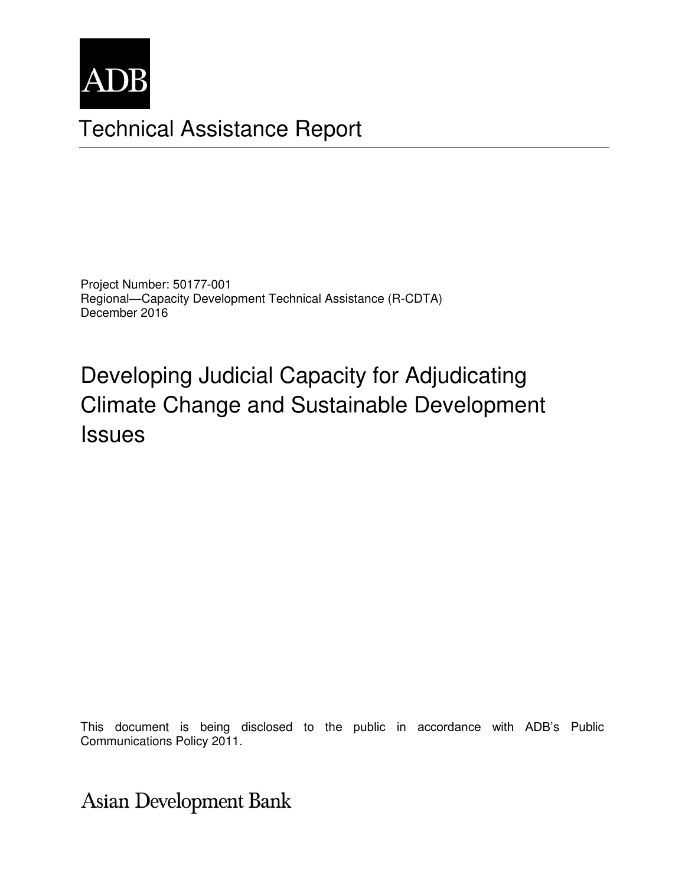ADB

# Technical Assistance Report

Project Number: 50177-001
Regional—Capacity Development Technical Assistance (R-CDTA)
December 2016

# Developing Judicial Capacity for Adjudicating Climate Change and Sustainable Development Issues

This document is being disclosed to the public in accordance with ADB's Public Communications Policy 2011.

Asian Development Bank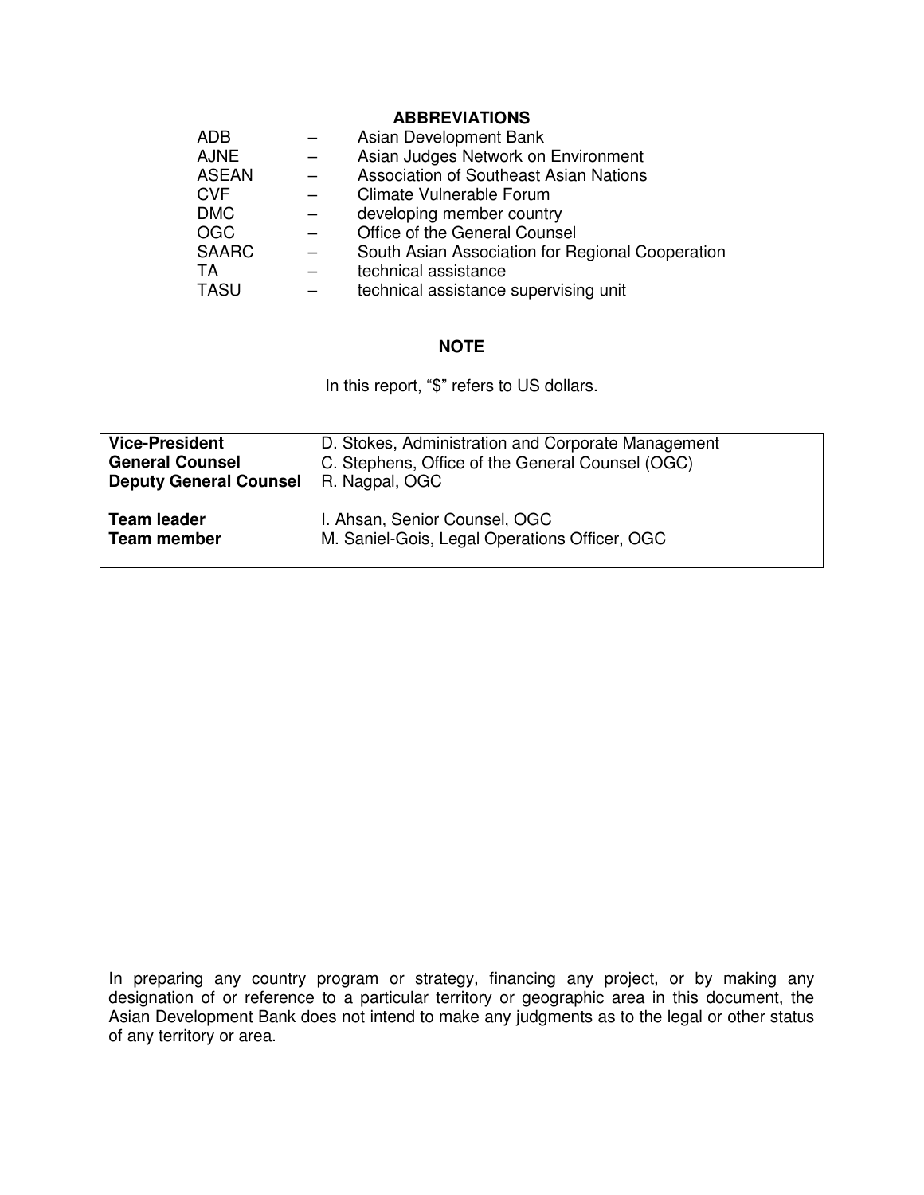## ABBREVIATIONS

| | | |
|---|---|---|
| ADB | – | Asian Development Bank |
| AJNE | – | Asian Judges Network on Environment |
| ASEAN | – | Association of Southeast Asian Nations |
| CVF | – | Climate Vulnerable Forum |
| DMC | – | developing member country |
| OGC | – | Office of the General Counsel |
| SAARC | – | South Asian Association for Regional Cooperation |
| TA | – | technical assistance |
| TASU | – | technical assistance supervising unit |

## NOTE

In this report, "$" refers to US dollars.

| | |
|---|---|
| **Vice-President** | D. Stokes, Administration and Corporate Management |
| **General Counsel** | C. Stephens, Office of the General Counsel (OGC) |
| **Deputy General Counsel** | R. Nagpal, OGC |
| | |
| **Team leader** | I. Ahsan, Senior Counsel, OGC |
| **Team member** | M. Saniel-Gois, Legal Operations Officer, OGC |

In preparing any country program or strategy, financing any project, or by making any designation of or reference to a particular territory or geographic area in this document, the Asian Development Bank does not intend to make any judgments as to the legal or other status of any territory or area.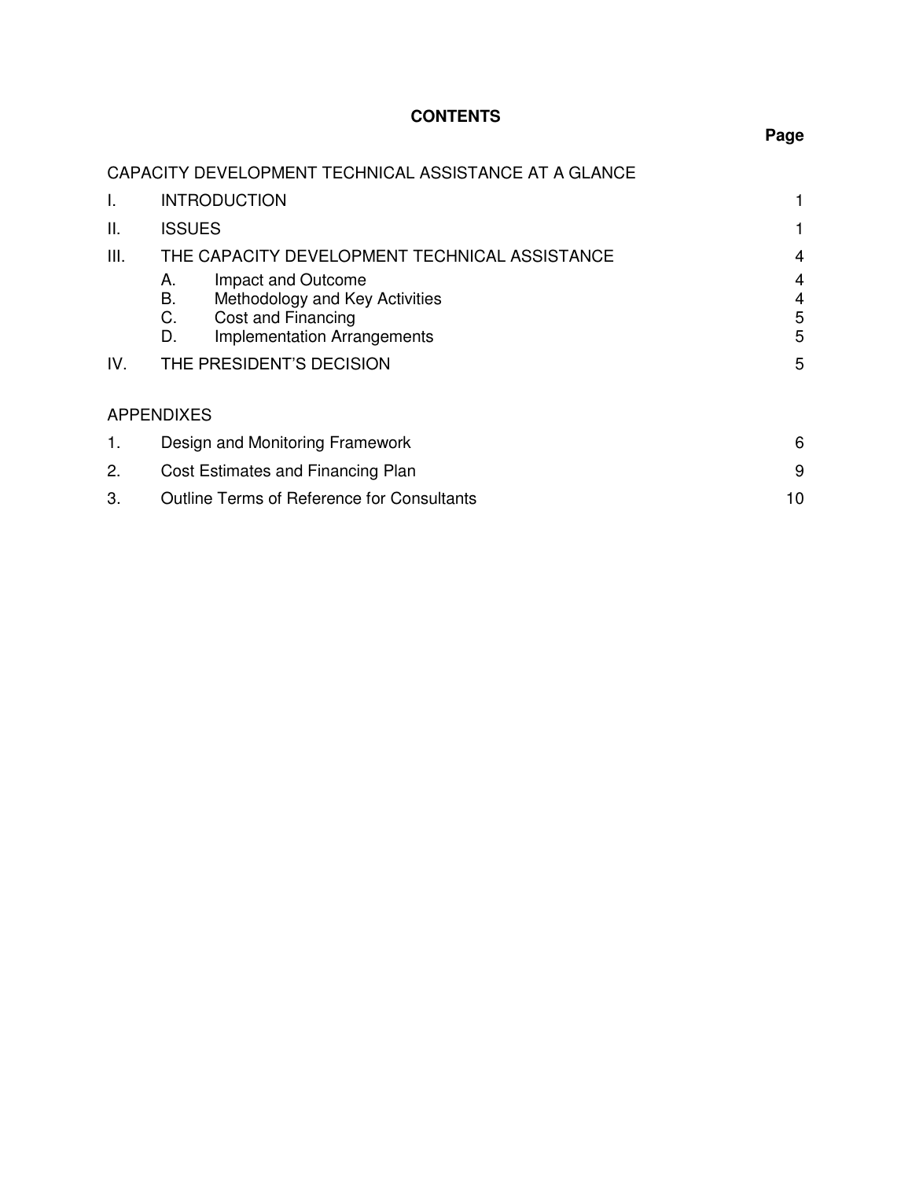# CONTENTS

| | | Page |
|---|---|---|
| CAPACITY DEVELOPMENT TECHNICAL ASSISTANCE AT A GLANCE | | |
| I. | INTRODUCTION | 1 |
| II. | ISSUES | 1 |
| III. | THE CAPACITY DEVELOPMENT TECHNICAL ASSISTANCE | 4 |
| | A. Impact and Outcome | 4 |
| | B. Methodology and Key Activities | 4 |
| | C. Cost and Financing | 5 |
| | D. Implementation Arrangements | 5 |
| IV. | THE PRESIDENT'S DECISION | 5 |
| APPENDIXES | | |
| 1. | Design and Monitoring Framework | 6 |
| 2. | Cost Estimates and Financing Plan | 9 |
| 3. | Outline Terms of Reference for Consultants | 10 |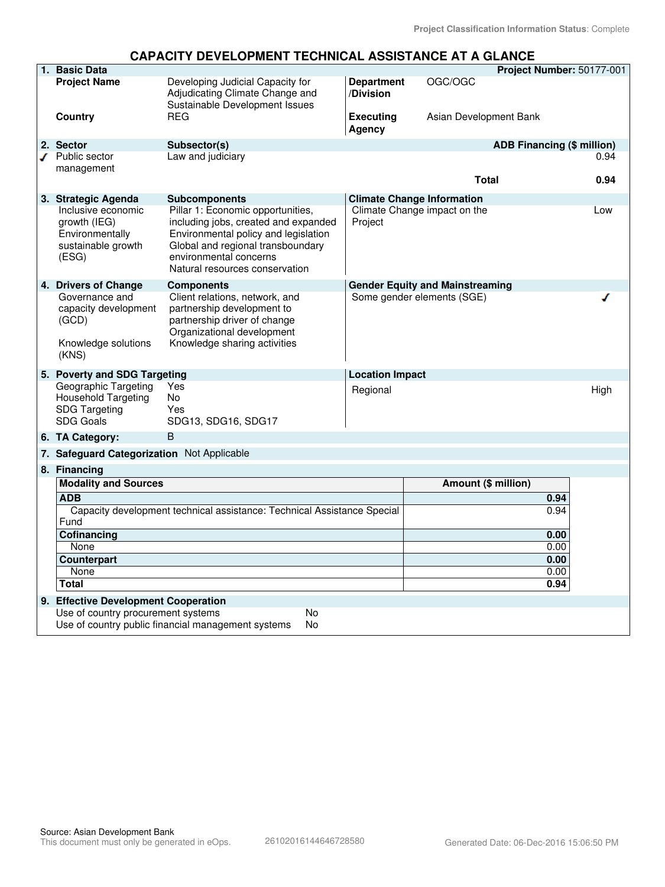Project Classification Information Status: Complete

# CAPACITY DEVELOPMENT TECHNICAL ASSISTANCE AT A GLANCE

**1. Basic Data** — **Project Number:** 50177-001

| | | | |
|---|---|---|---|
| **Project Name** | Developing Judicial Capacity for Adjudicating Climate Change and Sustainable Development Issues | **Department /Division** | OGC/OGC |
| **Country** | REG | **Executing Agency** | Asian Development Bank |

**2. Sector**

| Sector | Subsector(s) | ADB Financing ($ million) |
|---|---|---|
| ✓ Public sector management | Law and judiciary | 0.94 |
| | **Total** | **0.94** |

**3. Strategic Agenda**

| Strategic Agenda | Subcomponents |
|---|---|
| Inclusive economic growth (IEG) | Pillar 1: Economic opportunities, including jobs, created and expanded |
| Environmentally sustainable growth (ESG) | Environmental policy and legislation<br>Global and regional transboundary environmental concerns<br>Natural resources conservation |

**Climate Change Information**

| | |
|---|---|
| Climate Change impact on the Project | Low |

**4. Drivers of Change**

| Drivers of Change | Components |
|---|---|
| Governance and capacity development (GCD) | Client relations, network, and partnership development to partnership driver of change<br>Organizational development |
| Knowledge solutions (KNS) | Knowledge sharing activities |

**Gender Equity and Mainstreaming**

| | |
|---|---|
| Some gender elements (SGE) | ✓ |

**5. Poverty and SDG Targeting**

| | |
|---|---|
| Geographic Targeting | Yes |
| Household Targeting | No |
| SDG Targeting | Yes |
| SDG Goals | SDG13, SDG16, SDG17 |

**Location Impact**

| | |
|---|---|
| Regional | High |

**6. TA Category:** B

**7. Safeguard Categorization** Not Applicable

**8. Financing**

| Modality and Sources | Amount ($ million) |
|---|---|
| **ADB** | **0.94** |
| Capacity development technical assistance: Technical Assistance Special Fund | 0.94 |
| **Cofinancing** | **0.00** |
| None | 0.00 |
| **Counterpart** | **0.00** |
| None | 0.00 |
| **Total** | **0.94** |

**9. Effective Development Cooperation**

| | |
|---|---|
| Use of country procurement systems | No |
| Use of country public financial management systems | No |

Source: Asian Development Bank
This document must only be generated in eOps. 26102016144646728580 Generated Date: 06-Dec-2016 15:06:50 PM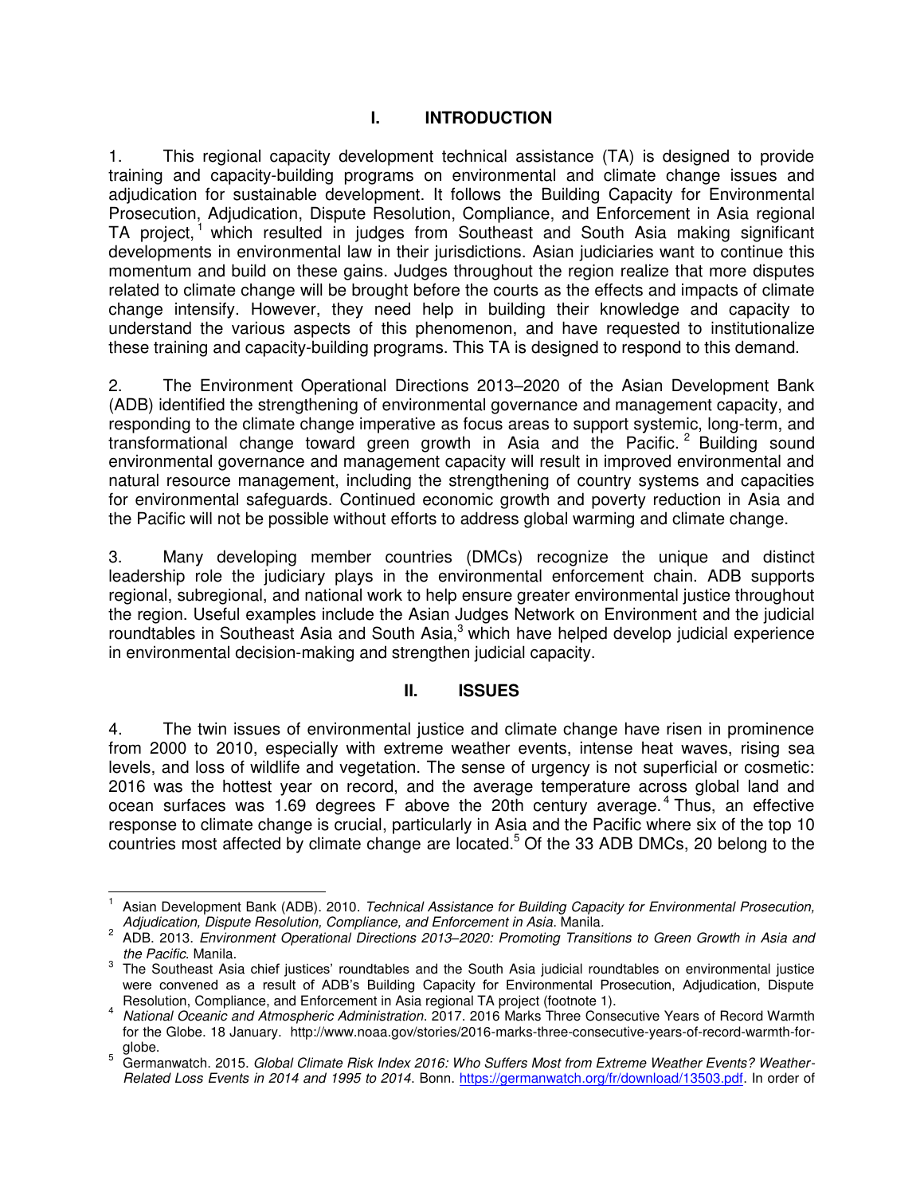## I. INTRODUCTION

1. This regional capacity development technical assistance (TA) is designed to provide training and capacity-building programs on environmental and climate change issues and adjudication for sustainable development. It follows the Building Capacity for Environmental Prosecution, Adjudication, Dispute Resolution, Compliance, and Enforcement in Asia regional TA project,[1] which resulted in judges from Southeast and South Asia making significant developments in environmental law in their jurisdictions. Asian judiciaries want to continue this momentum and build on these gains. Judges throughout the region realize that more disputes related to climate change will be brought before the courts as the effects and impacts of climate change intensify. However, they need help in building their knowledge and capacity to understand the various aspects of this phenomenon, and have requested to institutionalize these training and capacity-building programs. This TA is designed to respond to this demand.

2. The Environment Operational Directions 2013–2020 of the Asian Development Bank (ADB) identified the strengthening of environmental governance and management capacity, and responding to the climate change imperative as focus areas to support systemic, long-term, and transformational change toward green growth in Asia and the Pacific.[2] Building sound environmental governance and management capacity will result in improved environmental and natural resource management, including the strengthening of country systems and capacities for environmental safeguards. Continued economic growth and poverty reduction in Asia and the Pacific will not be possible without efforts to address global warming and climate change.

3. Many developing member countries (DMCs) recognize the unique and distinct leadership role the judiciary plays in the environmental enforcement chain. ADB supports regional, subregional, and national work to help ensure greater environmental justice throughout the region. Useful examples include the Asian Judges Network on Environment and the judicial roundtables in Southeast Asia and South Asia,[3] which have helped develop judicial experience in environmental decision-making and strengthen judicial capacity.

## II. ISSUES

4. The twin issues of environmental justice and climate change have risen in prominence from 2000 to 2010, especially with extreme weather events, intense heat waves, rising sea levels, and loss of wildlife and vegetation. The sense of urgency is not superficial or cosmetic: 2016 was the hottest year on record, and the average temperature across global land and ocean surfaces was 1.69 degrees F above the 20th century average.[4] Thus, an effective response to climate change is crucial, particularly in Asia and the Pacific where six of the top 10 countries most affected by climate change are located.[5] Of the 33 ADB DMCs, 20 belong to the

---

[1] Asian Development Bank (ADB). 2010. *Technical Assistance for Building Capacity for Environmental Prosecution, Adjudication, Dispute Resolution, Compliance, and Enforcement in Asia*. Manila.

[2] ADB. 2013. *Environment Operational Directions 2013–2020: Promoting Transitions to Green Growth in Asia and the Pacific*. Manila.

[3] The Southeast Asia chief justices' roundtables and the South Asia judicial roundtables on environmental justice were convened as a result of ADB's Building Capacity for Environmental Prosecution, Adjudication, Dispute Resolution, Compliance, and Enforcement in Asia regional TA project (footnote 1).

[4] *National Oceanic and Atmospheric Administration*. 2017. 2016 Marks Three Consecutive Years of Record Warmth for the Globe. 18 January. http://www.noaa.gov/stories/2016-marks-three-consecutive-years-of-record-warmth-for-globe.

[5] Germanwatch. 2015. *Global Climate Risk Index 2016: Who Suffers Most from Extreme Weather Events? Weather-Related Loss Events in 2014 and 1995 to 2014*. Bonn. https://germanwatch.org/fr/download/13503.pdf. In order of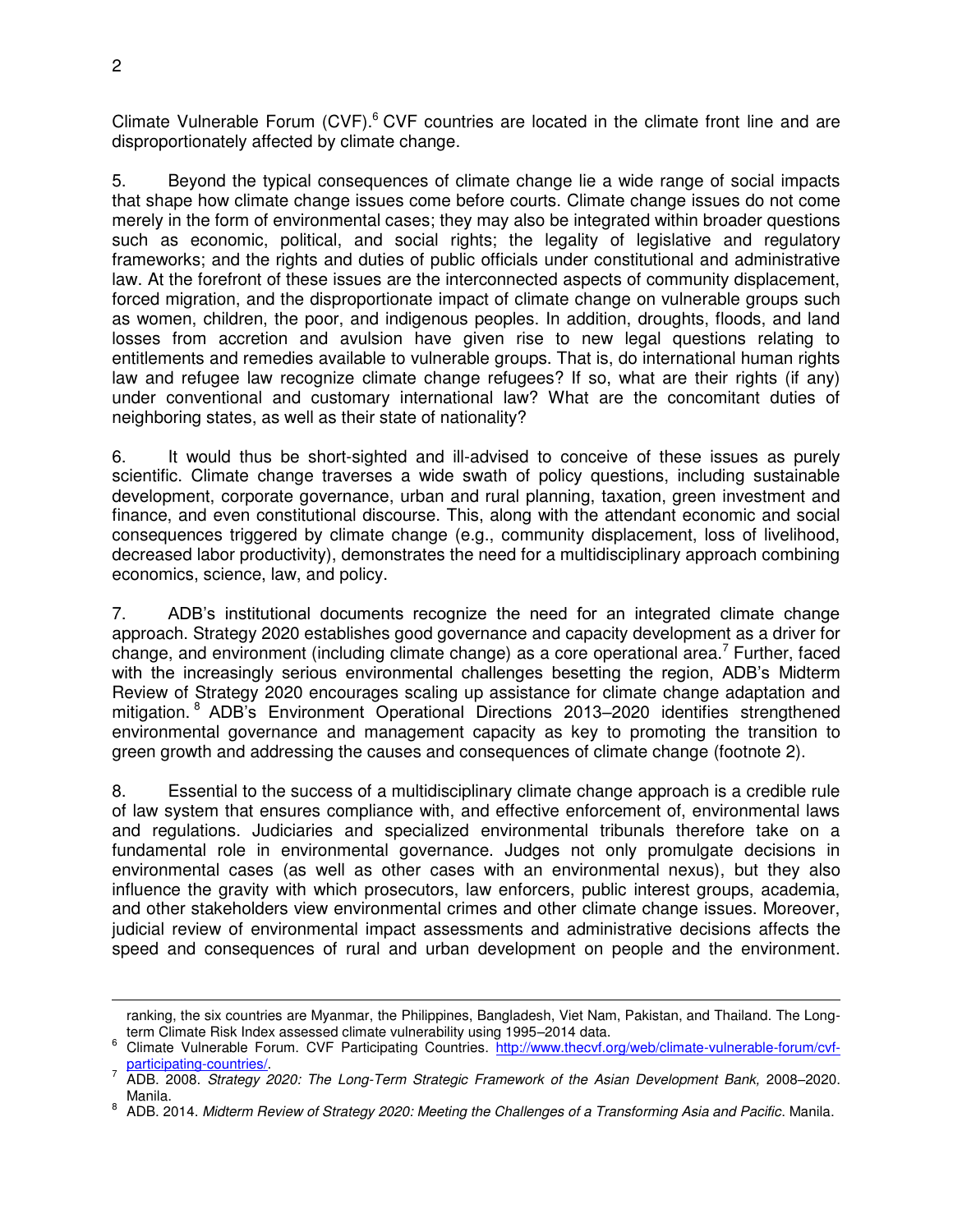Climate Vulnerable Forum (CVF).[6] CVF countries are located in the climate front line and are disproportionately affected by climate change.

5. Beyond the typical consequences of climate change lie a wide range of social impacts that shape how climate change issues come before courts. Climate change issues do not come merely in the form of environmental cases; they may also be integrated within broader questions such as economic, political, and social rights; the legality of legislative and regulatory frameworks; and the rights and duties of public officials under constitutional and administrative law. At the forefront of these issues are the interconnected aspects of community displacement, forced migration, and the disproportionate impact of climate change on vulnerable groups such as women, children, the poor, and indigenous peoples. In addition, droughts, floods, and land losses from accretion and avulsion have given rise to new legal questions relating to entitlements and remedies available to vulnerable groups. That is, do international human rights law and refugee law recognize climate change refugees? If so, what are their rights (if any) under conventional and customary international law? What are the concomitant duties of neighboring states, as well as their state of nationality?

6. It would thus be short-sighted and ill-advised to conceive of these issues as purely scientific. Climate change traverses a wide swath of policy questions, including sustainable development, corporate governance, urban and rural planning, taxation, green investment and finance, and even constitutional discourse. This, along with the attendant economic and social consequences triggered by climate change (e.g., community displacement, loss of livelihood, decreased labor productivity), demonstrates the need for a multidisciplinary approach combining economics, science, law, and policy.

7. ADB's institutional documents recognize the need for an integrated climate change approach. Strategy 2020 establishes good governance and capacity development as a driver for change, and environment (including climate change) as a core operational area.[7] Further, faced with the increasingly serious environmental challenges besetting the region, ADB's Midterm Review of Strategy 2020 encourages scaling up assistance for climate change adaptation and mitigation.[8] ADB's Environment Operational Directions 2013–2020 identifies strengthened environmental governance and management capacity as key to promoting the transition to green growth and addressing the causes and consequences of climate change (footnote 2).

8. Essential to the success of a multidisciplinary climate change approach is a credible rule of law system that ensures compliance with, and effective enforcement of, environmental laws and regulations. Judiciaries and specialized environmental tribunals therefore take on a fundamental role in environmental governance. Judges not only promulgate decisions in environmental cases (as well as other cases with an environmental nexus), but they also influence the gravity with which prosecutors, law enforcers, public interest groups, academia, and other stakeholders view environmental crimes and other climate change issues. Moreover, judicial review of environmental impact assessments and administrative decisions affects the speed and consequences of rural and urban development on people and the environment.

---

ranking, the six countries are Myanmar, the Philippines, Bangladesh, Viet Nam, Pakistan, and Thailand. The Long-term Climate Risk Index assessed climate vulnerability using 1995–2014 data.

[6] Climate Vulnerable Forum. CVF Participating Countries. http://www.thecvf.org/web/climate-vulnerable-forum/cvf-participating-countries/.

[7] ADB. 2008. *Strategy 2020: The Long-Term Strategic Framework of the Asian Development Bank,* 2008–2020. Manila.

[8] ADB. 2014. *Midterm Review of Strategy 2020: Meeting the Challenges of a Transforming Asia and Pacific*. Manila.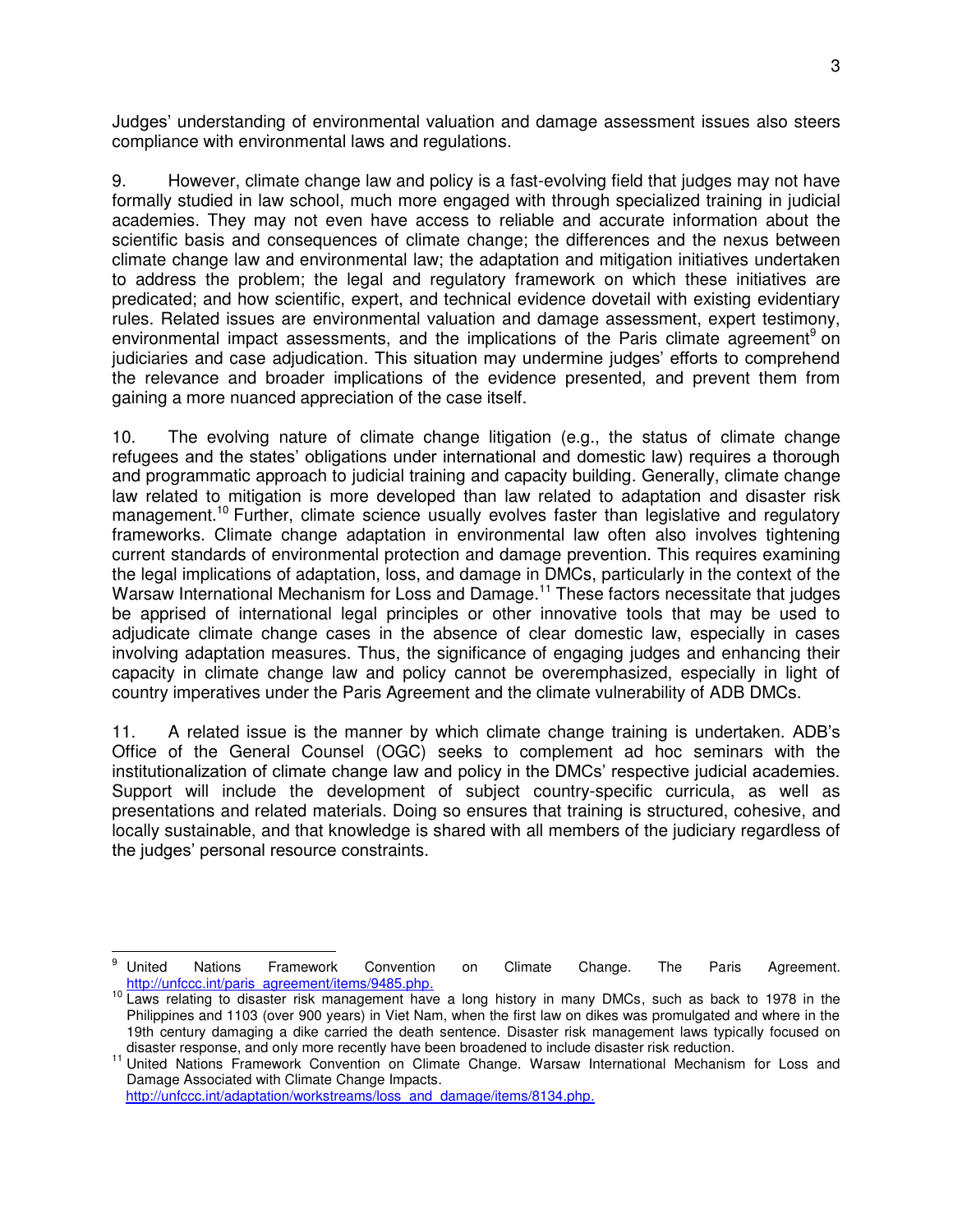Judges' understanding of environmental valuation and damage assessment issues also steers compliance with environmental laws and regulations.

9. However, climate change law and policy is a fast-evolving field that judges may not have formally studied in law school, much more engaged with through specialized training in judicial academies. They may not even have access to reliable and accurate information about the scientific basis and consequences of climate change; the differences and the nexus between climate change law and environmental law; the adaptation and mitigation initiatives undertaken to address the problem; the legal and regulatory framework on which these initiatives are predicated; and how scientific, expert, and technical evidence dovetail with existing evidentiary rules. Related issues are environmental valuation and damage assessment, expert testimony, environmental impact assessments, and the implications of the Paris climate agreement[9] on judiciaries and case adjudication. This situation may undermine judges' efforts to comprehend the relevance and broader implications of the evidence presented, and prevent them from gaining a more nuanced appreciation of the case itself.

10. The evolving nature of climate change litigation (e.g., the status of climate change refugees and the states' obligations under international and domestic law) requires a thorough and programmatic approach to judicial training and capacity building. Generally, climate change law related to mitigation is more developed than law related to adaptation and disaster risk management.[10] Further, climate science usually evolves faster than legislative and regulatory frameworks. Climate change adaptation in environmental law often also involves tightening current standards of environmental protection and damage prevention. This requires examining the legal implications of adaptation, loss, and damage in DMCs, particularly in the context of the Warsaw International Mechanism for Loss and Damage.[11] These factors necessitate that judges be apprised of international legal principles or other innovative tools that may be used to adjudicate climate change cases in the absence of clear domestic law, especially in cases involving adaptation measures. Thus, the significance of engaging judges and enhancing their capacity in climate change law and policy cannot be overemphasized, especially in light of country imperatives under the Paris Agreement and the climate vulnerability of ADB DMCs.

11. A related issue is the manner by which climate change training is undertaken. ADB's Office of the General Counsel (OGC) seeks to complement ad hoc seminars with the institutionalization of climate change law and policy in the DMCs' respective judicial academies. Support will include the development of subject country-specific curricula, as well as presentations and related materials. Doing so ensures that training is structured, cohesive, and locally sustainable, and that knowledge is shared with all members of the judiciary regardless of the judges' personal resource constraints.

---

[9] United Nations Framework Convention on Climate Change. The Paris Agreement. http://unfccc.int/paris_agreement/items/9485.php.

[10] Laws relating to disaster risk management have a long history in many DMCs, such as back to 1978 in the Philippines and 1103 (over 900 years) in Viet Nam, when the first law on dikes was promulgated and where in the 19th century damaging a dike carried the death sentence. Disaster risk management laws typically focused on disaster response, and only more recently have been broadened to include disaster risk reduction.

[11] United Nations Framework Convention on Climate Change. Warsaw International Mechanism for Loss and Damage Associated with Climate Change Impacts. http://unfccc.int/adaptation/workstreams/loss_and_damage/items/8134.php.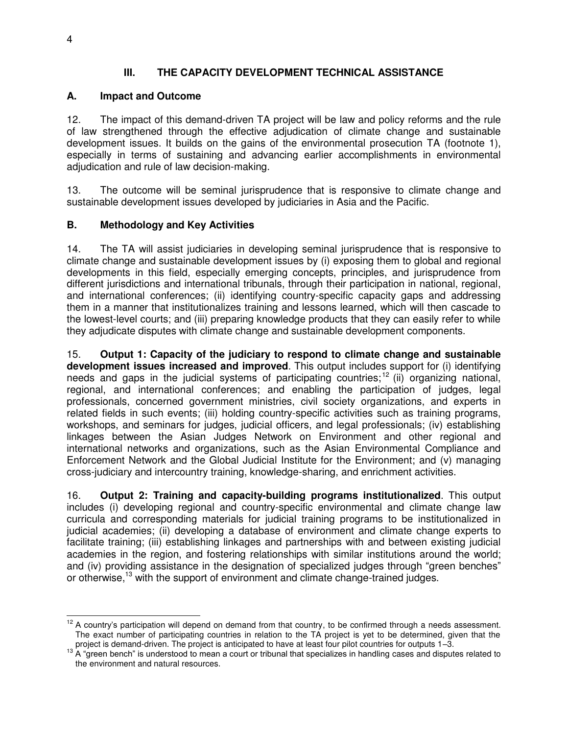## III. THE CAPACITY DEVELOPMENT TECHNICAL ASSISTANCE

### A. Impact and Outcome

12. The impact of this demand-driven TA project will be law and policy reforms and the rule of law strengthened through the effective adjudication of climate change and sustainable development issues. It builds on the gains of the environmental prosecution TA (footnote 1), especially in terms of sustaining and advancing earlier accomplishments in environmental adjudication and rule of law decision-making.

13. The outcome will be seminal jurisprudence that is responsive to climate change and sustainable development issues developed by judiciaries in Asia and the Pacific.

### B. Methodology and Key Activities

14. The TA will assist judiciaries in developing seminal jurisprudence that is responsive to climate change and sustainable development issues by (i) exposing them to global and regional developments in this field, especially emerging concepts, principles, and jurisprudence from different jurisdictions and international tribunals, through their participation in national, regional, and international conferences; (ii) identifying country-specific capacity gaps and addressing them in a manner that institutionalizes training and lessons learned, which will then cascade to the lowest-level courts; and (iii) preparing knowledge products that they can easily refer to while they adjudicate disputes with climate change and sustainable development components.

15. **Output 1: Capacity of the judiciary to respond to climate change and sustainable development issues increased and improved**. This output includes support for (i) identifying needs and gaps in the judicial systems of participating countries;[12] (ii) organizing national, regional, and international conferences; and enabling the participation of judges, legal professionals, concerned government ministries, civil society organizations, and experts in related fields in such events; (iii) holding country-specific activities such as training programs, workshops, and seminars for judges, judicial officers, and legal professionals; (iv) establishing linkages between the Asian Judges Network on Environment and other regional and international networks and organizations, such as the Asian Environmental Compliance and Enforcement Network and the Global Judicial Institute for the Environment; and (v) managing cross-judiciary and intercountry training, knowledge-sharing, and enrichment activities.

16. **Output 2: Training and capacity-building programs institutionalized**. This output includes (i) developing regional and country-specific environmental and climate change law curricula and corresponding materials for judicial training programs to be institutionalized in judicial academies; (ii) developing a database of environment and climate change experts to facilitate training; (iii) establishing linkages and partnerships with and between existing judicial academies in the region, and fostering relationships with similar institutions around the world; and (iv) providing assistance in the designation of specialized judges through "green benches" or otherwise,[13] with the support of environment and climate change-trained judges.

---

[12] A country's participation will depend on demand from that country, to be confirmed through a needs assessment. The exact number of participating countries in relation to the TA project is yet to be determined, given that the project is demand-driven. The project is anticipated to have at least four pilot countries for outputs 1–3.

[13] A "green bench" is understood to mean a court or tribunal that specializes in handling cases and disputes related to the environment and natural resources.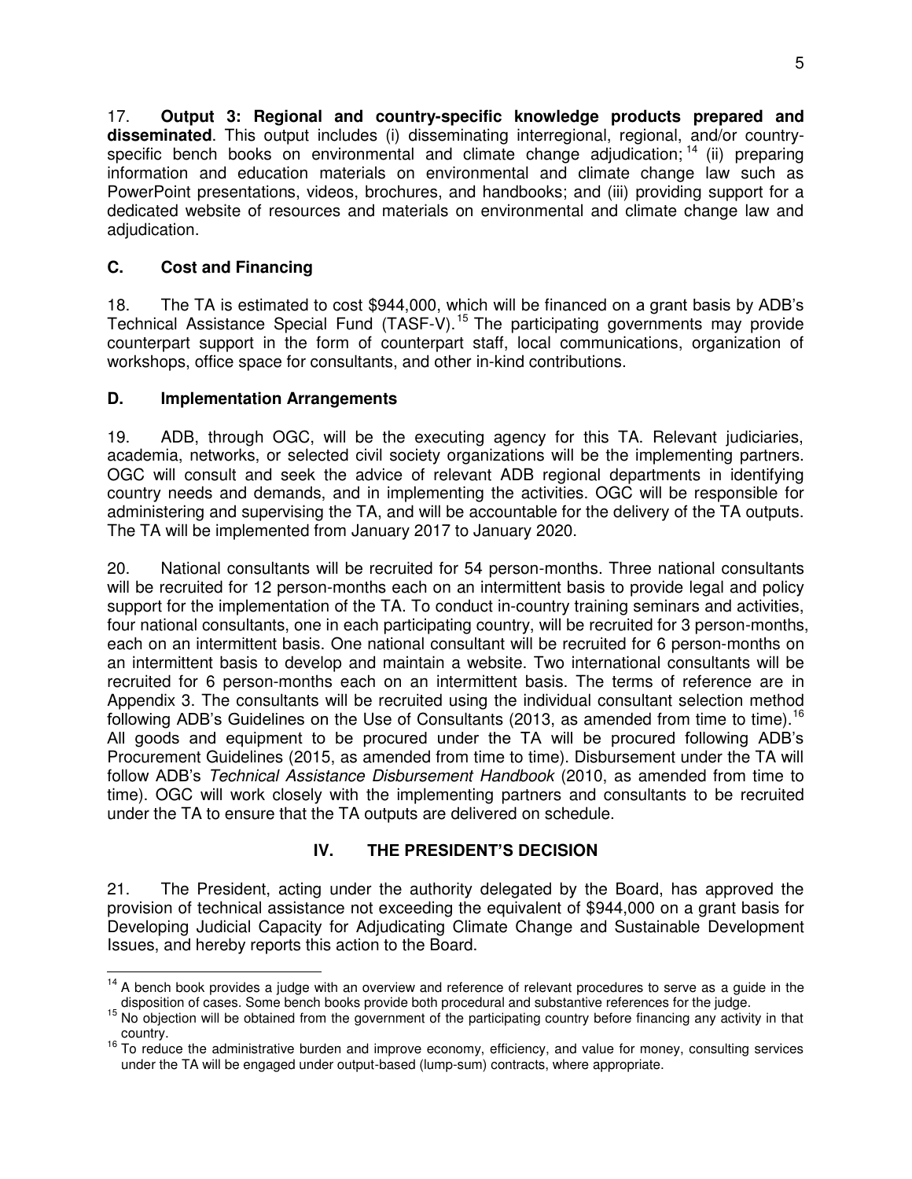17. **Output 3: Regional and country-specific knowledge products prepared and disseminated**. This output includes (i) disseminating interregional, regional, and/or country-specific bench books on environmental and climate change adjudication;[14] (ii) preparing information and education materials on environmental and climate change law such as PowerPoint presentations, videos, brochures, and handbooks; and (iii) providing support for a dedicated website of resources and materials on environmental and climate change law and adjudication.

## C. Cost and Financing

18. The TA is estimated to cost \$944,000, which will be financed on a grant basis by ADB's Technical Assistance Special Fund (TASF-V).[15] The participating governments may provide counterpart support in the form of counterpart staff, local communications, organization of workshops, office space for consultants, and other in-kind contributions.

## D. Implementation Arrangements

19. ADB, through OGC, will be the executing agency for this TA. Relevant judiciaries, academia, networks, or selected civil society organizations will be the implementing partners. OGC will consult and seek the advice of relevant ADB regional departments in identifying country needs and demands, and in implementing the activities. OGC will be responsible for administering and supervising the TA, and will be accountable for the delivery of the TA outputs. The TA will be implemented from January 2017 to January 2020.

20. National consultants will be recruited for 54 person-months. Three national consultants will be recruited for 12 person-months each on an intermittent basis to provide legal and policy support for the implementation of the TA. To conduct in-country training seminars and activities, four national consultants, one in each participating country, will be recruited for 3 person-months, each on an intermittent basis. One national consultant will be recruited for 6 person-months on an intermittent basis to develop and maintain a website. Two international consultants will be recruited for 6 person-months each on an intermittent basis. The terms of reference are in Appendix 3. The consultants will be recruited using the individual consultant selection method following ADB's Guidelines on the Use of Consultants (2013, as amended from time to time).[16] All goods and equipment to be procured under the TA will be procured following ADB's Procurement Guidelines (2015, as amended from time to time). Disbursement under the TA will follow ADB's *Technical Assistance Disbursement Handbook* (2010, as amended from time to time). OGC will work closely with the implementing partners and consultants to be recruited under the TA to ensure that the TA outputs are delivered on schedule.

# IV. THE PRESIDENT'S DECISION

21. The President, acting under the authority delegated by the Board, has approved the provision of technical assistance not exceeding the equivalent of \$944,000 on a grant basis for Developing Judicial Capacity for Adjudicating Climate Change and Sustainable Development Issues, and hereby reports this action to the Board.

---

[14] A bench book provides a judge with an overview and reference of relevant procedures to serve as a guide in the disposition of cases. Some bench books provide both procedural and substantive references for the judge.

[15] No objection will be obtained from the government of the participating country before financing any activity in that country.

[16] To reduce the administrative burden and improve economy, efficiency, and value for money, consulting services under the TA will be engaged under output-based (lump-sum) contracts, where appropriate.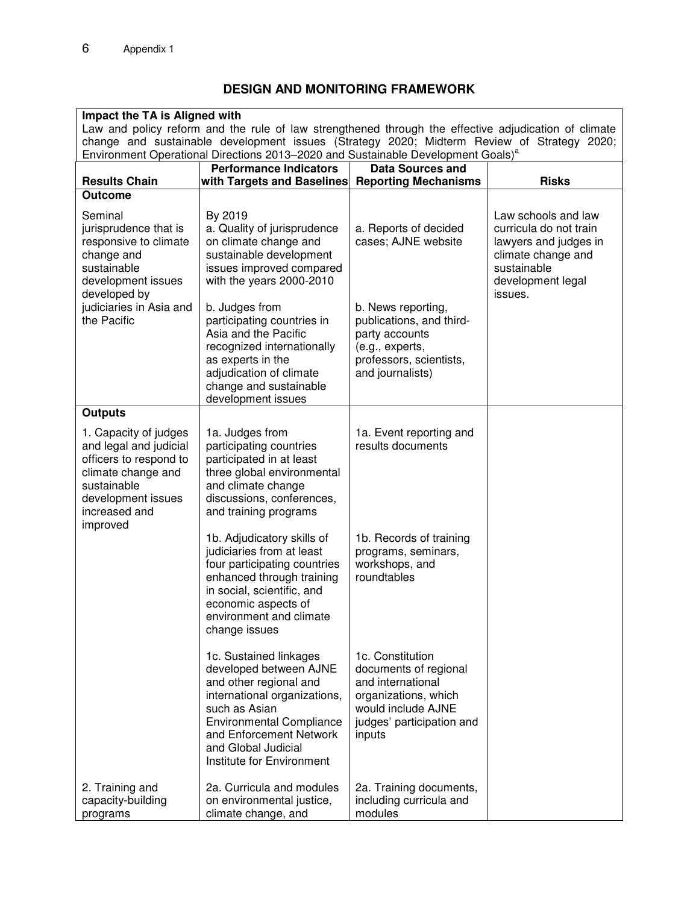## DESIGN AND MONITORING FRAMEWORK

**Impact the TA is Aligned with**

Law and policy reform and the rule of law strengthened through the effective adjudication of climate change and sustainable development issues (Strategy 2020; Midterm Review of Strategy 2020; Environment Operational Directions 2013–2020 and Sustainable Development Goals)[a]

| Results Chain | Performance Indicators with Targets and Baselines | Data Sources and Reporting Mechanisms | Risks |
|---|---|---|---|
| **Outcome** | | | |
| Seminal jurisprudence that is responsive to climate change and sustainable development issues developed by judiciaries in Asia and the Pacific | By 2019<br>a. Quality of jurisprudence on climate change and sustainable development issues improved compared with the years 2000-2010 | a. Reports of decided cases; AJNE website | Law schools and law curricula do not train lawyers and judges in climate change and sustainable development legal issues. |
| | b. Judges from participating countries in Asia and the Pacific recognized internationally as experts in the adjudication of climate change and sustainable development issues | b. News reporting, publications, and third-party accounts (e.g., experts, professors, scientists, and journalists) | |
| **Outputs** | | | |
| 1. Capacity of judges and legal and judicial officers to respond to climate change and sustainable development issues increased and improved | 1a. Judges from participating countries participated in at least three global environmental and climate change discussions, conferences, and training programs | 1a. Event reporting and results documents | |
| | 1b. Adjudicatory skills of judiciaries from at least four participating countries enhanced through training in social, scientific, and economic aspects of environment and climate change issues | 1b. Records of training programs, seminars, workshops, and roundtables | |
| | 1c. Sustained linkages developed between AJNE and other regional and international organizations, such as Asian Environmental Compliance and Enforcement Network and Global Judicial Institute for Environment | 1c. Constitution documents of regional and international organizations, which would include AJNE judges' participation and inputs | |
| 2. Training and capacity-building programs | 2a. Curricula and modules on environmental justice, climate change, and | 2a. Training documents, including curricula and modules | |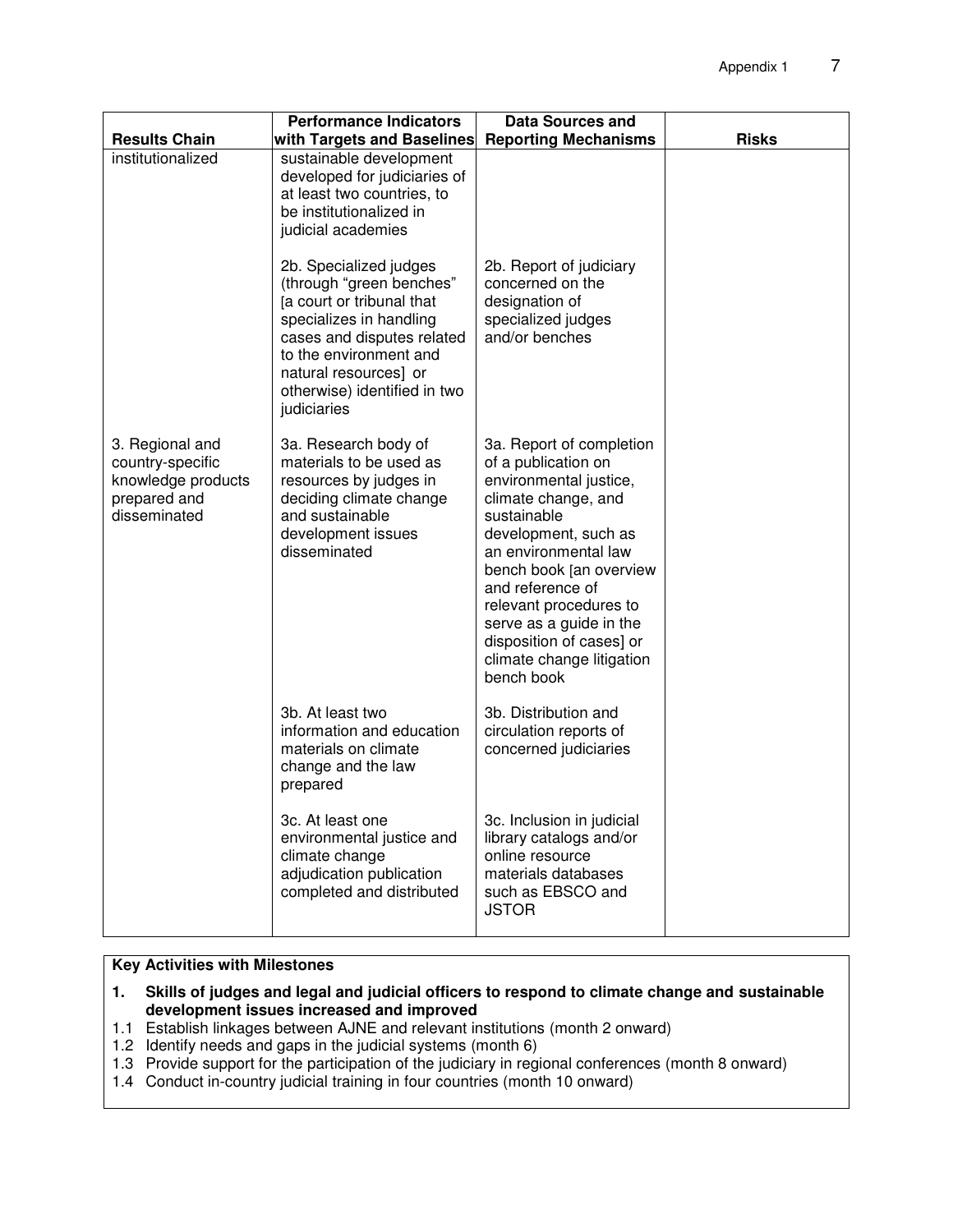| Results Chain | Performance Indicators with Targets and Baselines | Data Sources and Reporting Mechanisms | Risks |
|---|---|---|---|
| institutionalized | sustainable development developed for judiciaries of at least two countries, to be institutionalized in judicial academies | | |
| | 2b. Specialized judges (through "green benches" [a court or tribunal that specializes in handling cases and disputes related to the environment and natural resources] or otherwise) identified in two judiciaries | 2b. Report of judiciary concerned on the designation of specialized judges and/or benches | |
| 3. Regional and country-specific knowledge products prepared and disseminated | 3a. Research body of materials to be used as resources by judges in deciding climate change and sustainable development issues disseminated | 3a. Report of completion of a publication on environmental justice, climate change, and sustainable development, such as an environmental law bench book [an overview and reference of relevant procedures to serve as a guide in the disposition of cases] or climate change litigation bench book | |
| | 3b. At least two information and education materials on climate change and the law prepared | 3b. Distribution and circulation reports of concerned judiciaries | |
| | 3c. At least one environmental justice and climate change adjudication publication completed and distributed | 3c. Inclusion in judicial library catalogs and/or online resource materials databases such as EBSCO and JSTOR | |

**Key Activities with Milestones**

**1. Skills of judges and legal and judicial officers to respond to climate change and sustainable development issues increased and improved**

1.1 Establish linkages between AJNE and relevant institutions (month 2 onward)
1.2 Identify needs and gaps in the judicial systems (month 6)
1.3 Provide support for the participation of the judiciary in regional conferences (month 8 onward)
1.4 Conduct in-country judicial training in four countries (month 10 onward)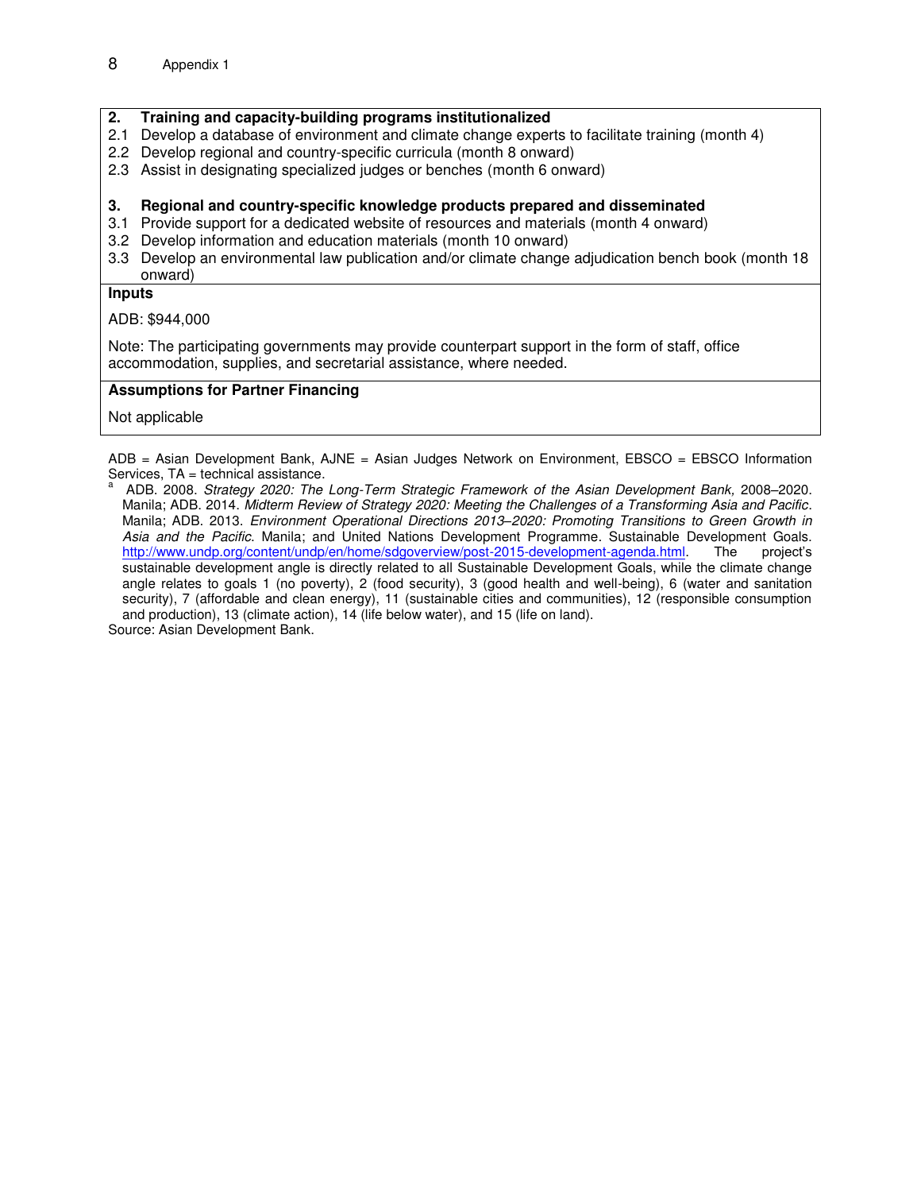| **2. Training and capacity-building programs institutionalized** |
|---|
| 2.1 Develop a database of environment and climate change experts to facilitate training (month 4)<br>2.2 Develop regional and country-specific curricula (month 8 onward)<br>2.3 Assist in designating specialized judges or benches (month 6 onward)<br><br>**3. Regional and country-specific knowledge products prepared and disseminated**<br>3.1 Provide support for a dedicated website of resources and materials (month 4 onward)<br>3.2 Develop information and education materials (month 10 onward)<br>3.3 Develop an environmental law publication and/or climate change adjudication bench book (month 18 onward) |
| **Inputs** |
| ADB: $944,000<br><br>Note: The participating governments may provide counterpart support in the form of staff, office accommodation, supplies, and secretarial assistance, where needed. |
| **Assumptions for Partner Financing** |
| Not applicable |

ADB = Asian Development Bank, AJNE = Asian Judges Network on Environment, EBSCO = EBSCO Information Services, TA = technical assistance.

[a] ADB. 2008. *Strategy 2020: The Long-Term Strategic Framework of the Asian Development Bank*, 2008–2020. Manila; ADB. 2014. *Midterm Review of Strategy 2020: Meeting the Challenges of a Transforming Asia and Pacific*. Manila; ADB. 2013. *Environment Operational Directions 2013–2020: Promoting Transitions to Green Growth in Asia and the Pacific*. Manila; and United Nations Development Programme. Sustainable Development Goals. http://www.undp.org/content/undp/en/home/sdgoverview/post-2015-development-agenda.html. The project's sustainable development angle is directly related to all Sustainable Development Goals, while the climate change angle relates to goals 1 (no poverty), 2 (food security), 3 (good health and well-being), 6 (water and sanitation security), 7 (affordable and clean energy), 11 (sustainable cities and communities), 12 (responsible consumption and production), 13 (climate action), 14 (life below water), and 15 (life on land).

Source: Asian Development Bank.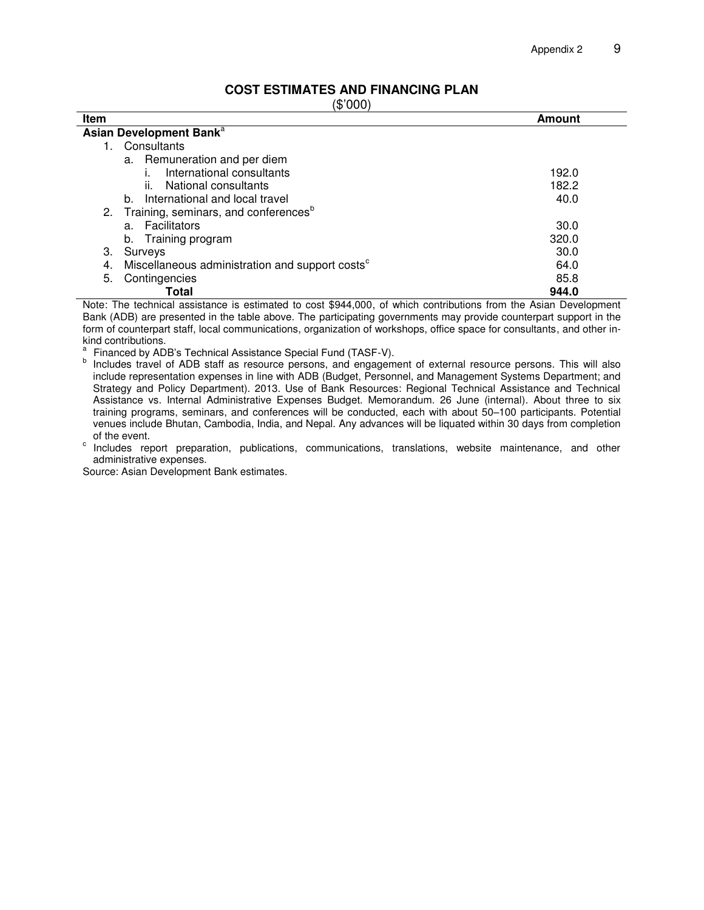## COST ESTIMATES AND FINANCING PLAN

($'000)

| Item | Amount |
|---|---|
| **Asian Development Bank**[a] | |
| 1. Consultants | |
| a. Remuneration and per diem | |
| i. International consultants | 192.0 |
| ii. National consultants | 182.2 |
| b. International and local travel | 40.0 |
| 2. Training, seminars, and conferences[b] | |
| a. Facilitators | 30.0 |
| b. Training program | 320.0 |
| 3. Surveys | 30.0 |
| 4. Miscellaneous administration and support costs[c] | 64.0 |
| 5. Contingencies | 85.8 |
| **Total** | **944.0** |

Note: The technical assistance is estimated to cost $944,000, of which contributions from the Asian Development Bank (ADB) are presented in the table above. The participating governments may provide counterpart support in the form of counterpart staff, local communications, organization of workshops, office space for consultants, and other in-kind contributions.

[a] Financed by ADB's Technical Assistance Special Fund (TASF-V).

[b] Includes travel of ADB staff as resource persons, and engagement of external resource persons. This will also include representation expenses in line with ADB (Budget, Personnel, and Management Systems Department; and Strategy and Policy Department). 2013. Use of Bank Resources: Regional Technical Assistance and Technical Assistance vs. Internal Administrative Expenses Budget. Memorandum. 26 June (internal). About three to six training programs, seminars, and conferences will be conducted, each with about 50–100 participants. Potential venues include Bhutan, Cambodia, India, and Nepal. Any advances will be liquated within 30 days from completion of the event.

[c] Includes report preparation, publications, communications, translations, website maintenance, and other administrative expenses.

Source: Asian Development Bank estimates.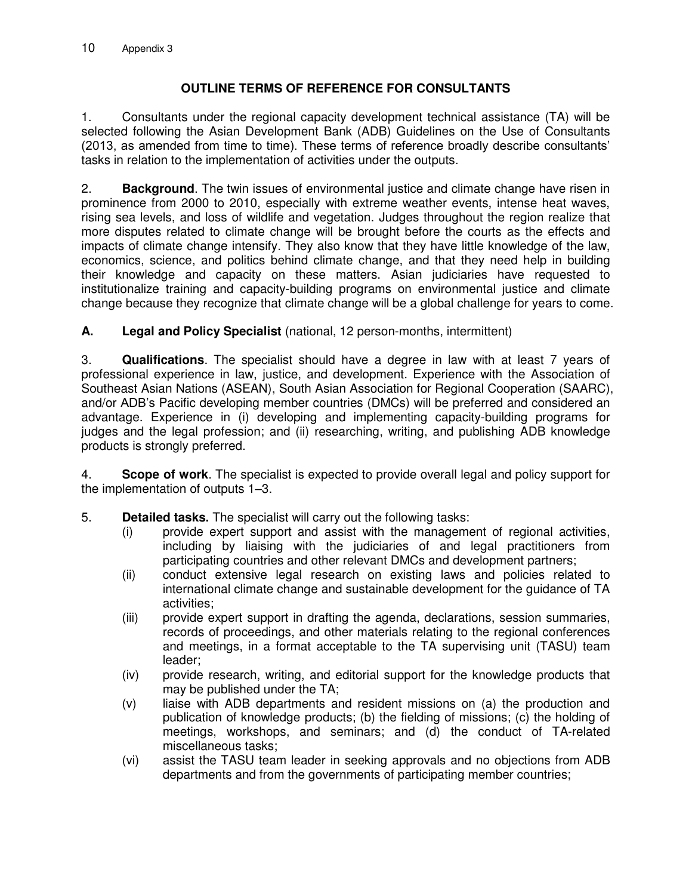## OUTLINE TERMS OF REFERENCE FOR CONSULTANTS

1. Consultants under the regional capacity development technical assistance (TA) will be selected following the Asian Development Bank (ADB) Guidelines on the Use of Consultants (2013, as amended from time to time). These terms of reference broadly describe consultants' tasks in relation to the implementation of activities under the outputs.

2. **Background**. The twin issues of environmental justice and climate change have risen in prominence from 2000 to 2010, especially with extreme weather events, intense heat waves, rising sea levels, and loss of wildlife and vegetation. Judges throughout the region realize that more disputes related to climate change will be brought before the courts as the effects and impacts of climate change intensify. They also know that they have little knowledge of the law, economics, science, and politics behind climate change, and that they need help in building their knowledge and capacity on these matters. Asian judiciaries have requested to institutionalize training and capacity-building programs on environmental justice and climate change because they recognize that climate change will be a global challenge for years to come.

### A. Legal and Policy Specialist (national, 12 person-months, intermittent)

3. **Qualifications**. The specialist should have a degree in law with at least 7 years of professional experience in law, justice, and development. Experience with the Association of Southeast Asian Nations (ASEAN), South Asian Association for Regional Cooperation (SAARC), and/or ADB's Pacific developing member countries (DMCs) will be preferred and considered an advantage. Experience in (i) developing and implementing capacity-building programs for judges and the legal profession; and (ii) researching, writing, and publishing ADB knowledge products is strongly preferred.

4. **Scope of work**. The specialist is expected to provide overall legal and policy support for the implementation of outputs 1–3.

5. **Detailed tasks.** The specialist will carry out the following tasks:

   (i) provide expert support and assist with the management of regional activities, including by liaising with the judiciaries of and legal practitioners from participating countries and other relevant DMCs and development partners;

   (ii) conduct extensive legal research on existing laws and policies related to international climate change and sustainable development for the guidance of TA activities;

   (iii) provide expert support in drafting the agenda, declarations, session summaries, records of proceedings, and other materials relating to the regional conferences and meetings, in a format acceptable to the TA supervising unit (TASU) team leader;

   (iv) provide research, writing, and editorial support for the knowledge products that may be published under the TA;

   (v) liaise with ADB departments and resident missions on (a) the production and publication of knowledge products; (b) the fielding of missions; (c) the holding of meetings, workshops, and seminars; and (d) the conduct of TA-related miscellaneous tasks;

   (vi) assist the TASU team leader in seeking approvals and no objections from ADB departments and from the governments of participating member countries;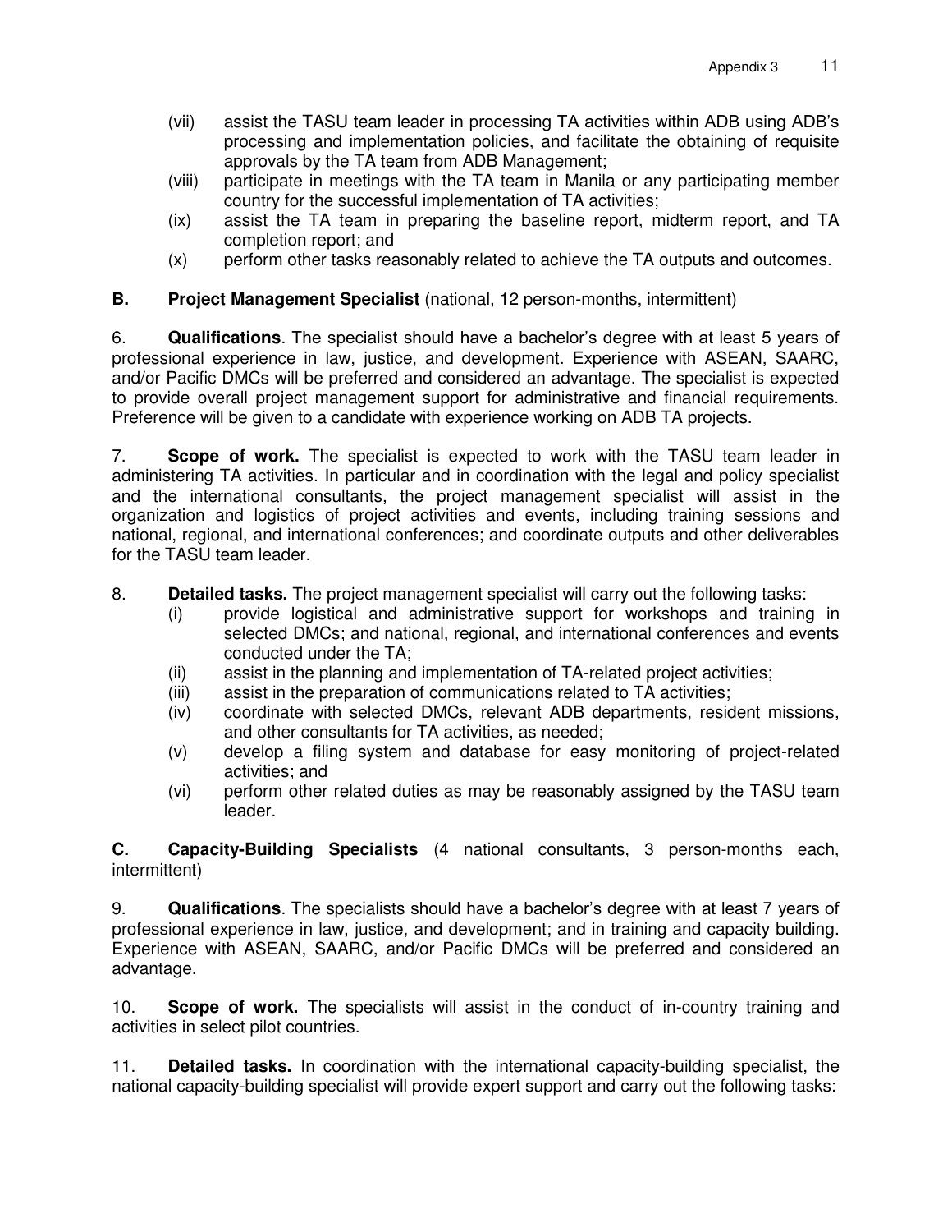(vii) assist the TASU team leader in processing TA activities within ADB using ADB's processing and implementation policies, and facilitate the obtaining of requisite approvals by the TA team from ADB Management;

(viii) participate in meetings with the TA team in Manila or any participating member country for the successful implementation of TA activities;

(ix) assist the TA team in preparing the baseline report, midterm report, and TA completion report; and

(x) perform other tasks reasonably related to achieve the TA outputs and outcomes.

### B. Project Management Specialist (national, 12 person-months, intermittent)

6. **Qualifications**. The specialist should have a bachelor's degree with at least 5 years of professional experience in law, justice, and development. Experience with ASEAN, SAARC, and/or Pacific DMCs will be preferred and considered an advantage. The specialist is expected to provide overall project management support for administrative and financial requirements. Preference will be given to a candidate with experience working on ADB TA projects.

7. **Scope of work.** The specialist is expected to work with the TASU team leader in administering TA activities. In particular and in coordination with the legal and policy specialist and the international consultants, the project management specialist will assist in the organization and logistics of project activities and events, including training sessions and national, regional, and international conferences; and coordinate outputs and other deliverables for the TASU team leader.

8. **Detailed tasks.** The project management specialist will carry out the following tasks:

(i) provide logistical and administrative support for workshops and training in selected DMCs; and national, regional, and international conferences and events conducted under the TA;

(ii) assist in the planning and implementation of TA-related project activities;

(iii) assist in the preparation of communications related to TA activities;

(iv) coordinate with selected DMCs, relevant ADB departments, resident missions, and other consultants for TA activities, as needed;

(v) develop a filing system and database for easy monitoring of project-related activities; and

(vi) perform other related duties as may be reasonably assigned by the TASU team leader.

### C. Capacity-Building Specialists (4 national consultants, 3 person-months each, intermittent)

9. **Qualifications**. The specialists should have a bachelor's degree with at least 7 years of professional experience in law, justice, and development; and in training and capacity building. Experience with ASEAN, SAARC, and/or Pacific DMCs will be preferred and considered an advantage.

10. **Scope of work.** The specialists will assist in the conduct of in-country training and activities in select pilot countries.

11. **Detailed tasks.** In coordination with the international capacity-building specialist, the national capacity-building specialist will provide expert support and carry out the following tasks: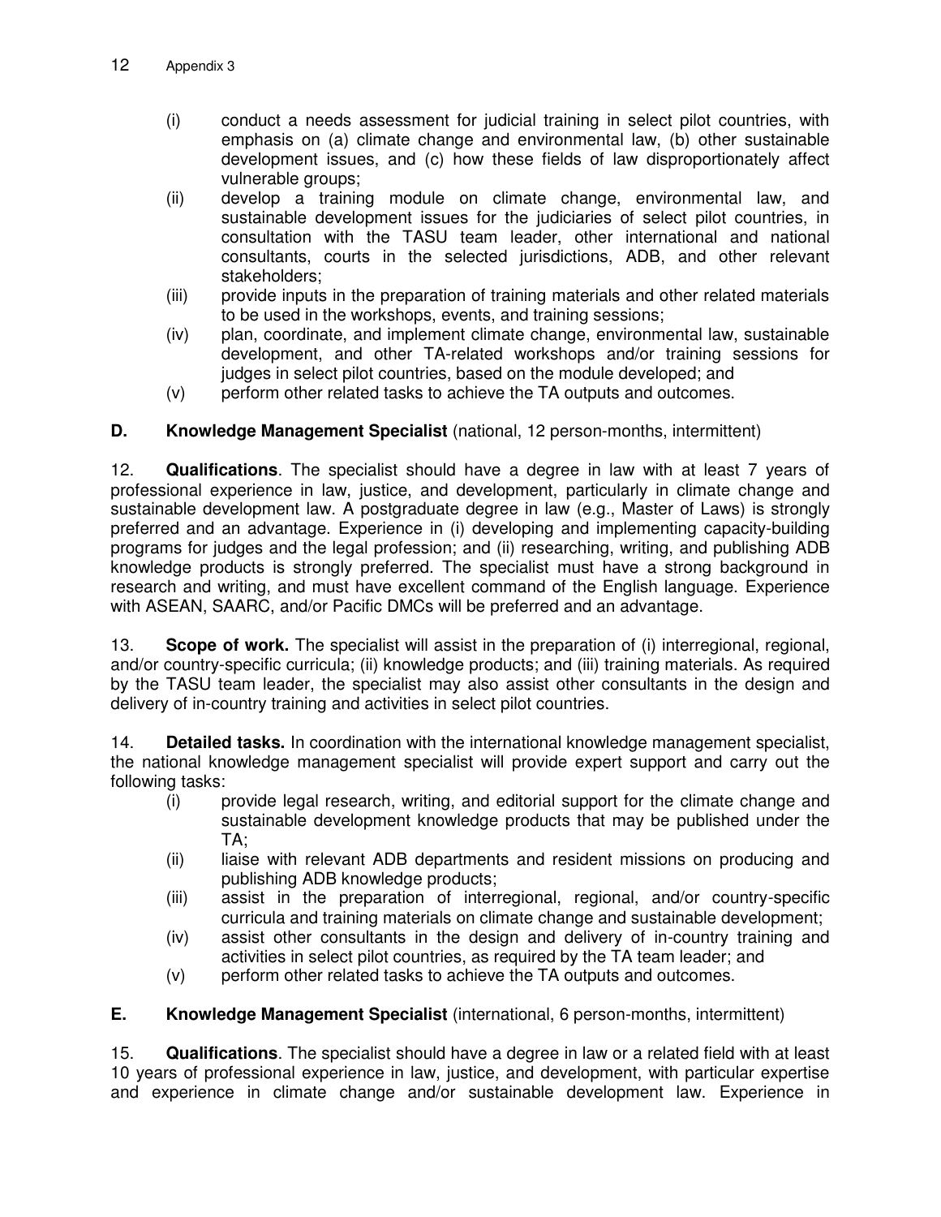(i) conduct a needs assessment for judicial training in select pilot countries, with emphasis on (a) climate change and environmental law, (b) other sustainable development issues, and (c) how these fields of law disproportionately affect vulnerable groups;

(ii) develop a training module on climate change, environmental law, and sustainable development issues for the judiciaries of select pilot countries, in consultation with the TASU team leader, other international and national consultants, courts in the selected jurisdictions, ADB, and other relevant stakeholders;

(iii) provide inputs in the preparation of training materials and other related materials to be used in the workshops, events, and training sessions;

(iv) plan, coordinate, and implement climate change, environmental law, sustainable development, and other TA-related workshops and/or training sessions for judges in select pilot countries, based on the module developed; and

(v) perform other related tasks to achieve the TA outputs and outcomes.

### D. Knowledge Management Specialist (national, 12 person-months, intermittent)

12. **Qualifications**. The specialist should have a degree in law with at least 7 years of professional experience in law, justice, and development, particularly in climate change and sustainable development law. A postgraduate degree in law (e.g., Master of Laws) is strongly preferred and an advantage. Experience in (i) developing and implementing capacity-building programs for judges and the legal profession; and (ii) researching, writing, and publishing ADB knowledge products is strongly preferred. The specialist must have a strong background in research and writing, and must have excellent command of the English language. Experience with ASEAN, SAARC, and/or Pacific DMCs will be preferred and an advantage.

13. **Scope of work.** The specialist will assist in the preparation of (i) interregional, regional, and/or country-specific curricula; (ii) knowledge products; and (iii) training materials. As required by the TASU team leader, the specialist may also assist other consultants in the design and delivery of in-country training and activities in select pilot countries.

14. **Detailed tasks.** In coordination with the international knowledge management specialist, the national knowledge management specialist will provide expert support and carry out the following tasks:

(i) provide legal research, writing, and editorial support for the climate change and sustainable development knowledge products that may be published under the TA;

(ii) liaise with relevant ADB departments and resident missions on producing and publishing ADB knowledge products;

(iii) assist in the preparation of interregional, regional, and/or country-specific curricula and training materials on climate change and sustainable development;

(iv) assist other consultants in the design and delivery of in-country training and activities in select pilot countries, as required by the TA team leader; and

(v) perform other related tasks to achieve the TA outputs and outcomes.

### E. Knowledge Management Specialist (international, 6 person-months, intermittent)

15. **Qualifications**. The specialist should have a degree in law or a related field with at least 10 years of professional experience in law, justice, and development, with particular expertise and experience in climate change and/or sustainable development law. Experience in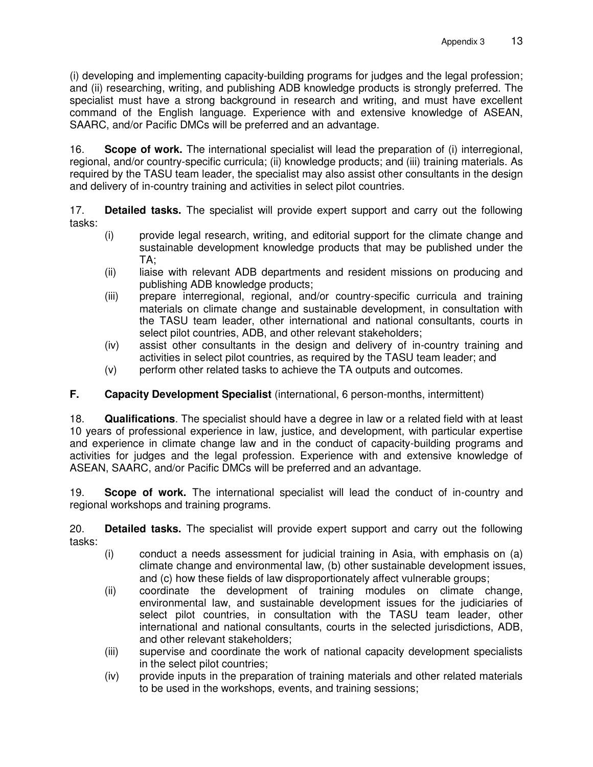(i) developing and implementing capacity-building programs for judges and the legal profession; and (ii) researching, writing, and publishing ADB knowledge products is strongly preferred. The specialist must have a strong background in research and writing, and must have excellent command of the English language. Experience with and extensive knowledge of ASEAN, SAARC, and/or Pacific DMCs will be preferred and an advantage.

16. **Scope of work.** The international specialist will lead the preparation of (i) interregional, regional, and/or country-specific curricula; (ii) knowledge products; and (iii) training materials. As required by the TASU team leader, the specialist may also assist other consultants in the design and delivery of in-country training and activities in select pilot countries.

17. **Detailed tasks.** The specialist will provide expert support and carry out the following tasks:

- (i) provide legal research, writing, and editorial support for the climate change and sustainable development knowledge products that may be published under the TA;
- (ii) liaise with relevant ADB departments and resident missions on producing and publishing ADB knowledge products;
- (iii) prepare interregional, regional, and/or country-specific curricula and training materials on climate change and sustainable development, in consultation with the TASU team leader, other international and national consultants, courts in select pilot countries, ADB, and other relevant stakeholders;
- (iv) assist other consultants in the design and delivery of in-country training and activities in select pilot countries, as required by the TASU team leader; and
- (v) perform other related tasks to achieve the TA outputs and outcomes.

### F. Capacity Development Specialist (international, 6 person-months, intermittent)

18. **Qualifications**. The specialist should have a degree in law or a related field with at least 10 years of professional experience in law, justice, and development, with particular expertise and experience in climate change law and in the conduct of capacity-building programs and activities for judges and the legal profession. Experience with and extensive knowledge of ASEAN, SAARC, and/or Pacific DMCs will be preferred and an advantage.

19. **Scope of work.** The international specialist will lead the conduct of in-country and regional workshops and training programs.

20. **Detailed tasks.** The specialist will provide expert support and carry out the following tasks:

- (i) conduct a needs assessment for judicial training in Asia, with emphasis on (a) climate change and environmental law, (b) other sustainable development issues, and (c) how these fields of law disproportionately affect vulnerable groups;
- (ii) coordinate the development of training modules on climate change, environmental law, and sustainable development issues for the judiciaries of select pilot countries, in consultation with the TASU team leader, other international and national consultants, courts in the selected jurisdictions, ADB, and other relevant stakeholders;
- (iii) supervise and coordinate the work of national capacity development specialists in the select pilot countries;
- (iv) provide inputs in the preparation of training materials and other related materials to be used in the workshops, events, and training sessions;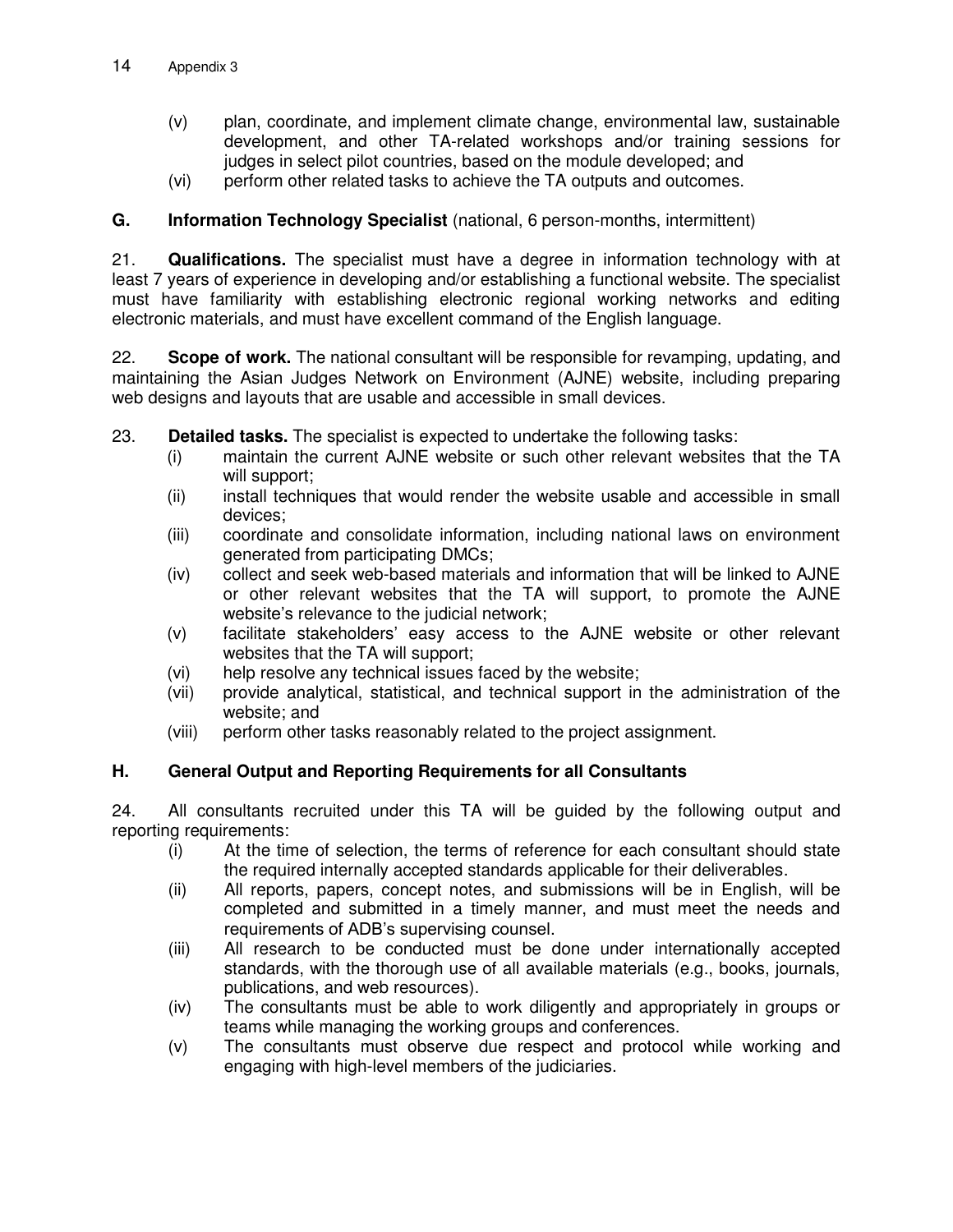(v) plan, coordinate, and implement climate change, environmental law, sustainable development, and other TA-related workshops and/or training sessions for judges in select pilot countries, based on the module developed; and

(vi) perform other related tasks to achieve the TA outputs and outcomes.

## G. Information Technology Specialist (national, 6 person-months, intermittent)

21. **Qualifications.** The specialist must have a degree in information technology with at least 7 years of experience in developing and/or establishing a functional website. The specialist must have familiarity with establishing electronic regional working networks and editing electronic materials, and must have excellent command of the English language.

22. **Scope of work.** The national consultant will be responsible for revamping, updating, and maintaining the Asian Judges Network on Environment (AJNE) website, including preparing web designs and layouts that are usable and accessible in small devices.

23. **Detailed tasks.** The specialist is expected to undertake the following tasks:

(i) maintain the current AJNE website or such other relevant websites that the TA will support;

(ii) install techniques that would render the website usable and accessible in small devices;

(iii) coordinate and consolidate information, including national laws on environment generated from participating DMCs;

(iv) collect and seek web-based materials and information that will be linked to AJNE or other relevant websites that the TA will support, to promote the AJNE website's relevance to the judicial network;

(v) facilitate stakeholders' easy access to the AJNE website or other relevant websites that the TA will support;

(vi) help resolve any technical issues faced by the website;

(vii) provide analytical, statistical, and technical support in the administration of the website; and

(viii) perform other tasks reasonably related to the project assignment.

## H. General Output and Reporting Requirements for all Consultants

24. All consultants recruited under this TA will be guided by the following output and reporting requirements:

(i) At the time of selection, the terms of reference for each consultant should state the required internally accepted standards applicable for their deliverables.

(ii) All reports, papers, concept notes, and submissions will be in English, will be completed and submitted in a timely manner, and must meet the needs and requirements of ADB's supervising counsel.

(iii) All research to be conducted must be done under internationally accepted standards, with the thorough use of all available materials (e.g., books, journals, publications, and web resources).

(iv) The consultants must be able to work diligently and appropriately in groups or teams while managing the working groups and conferences.

(v) The consultants must observe due respect and protocol while working and engaging with high-level members of the judiciaries.